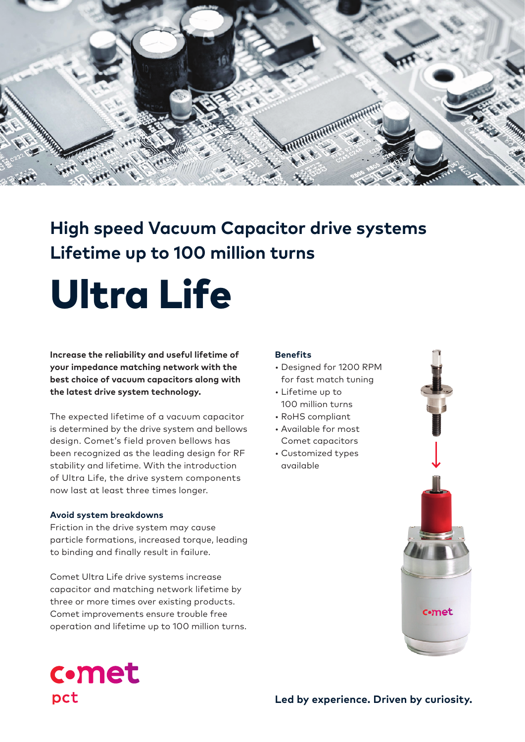## High speed Vacuum Capacitor drive systems
## Lifetime up to 100 million turns

# Ultra Life

**Increase the reliability and useful lifetime of your impedance matching network with the best choice of vacuum capacitors along with the latest drive system technology.**

The expected lifetime of a vacuum capacitor is determined by the drive system and bellows design. Comet's field proven bellows has been recognized as the leading design for RF stability and lifetime. With the introduction of Ultra Life, the drive system components now last at least three times longer.

**Avoid system breakdowns**

Friction in the drive system may cause particle formations, increased torque, leading to binding and finally result in failure.

Comet Ultra Life drive systems increase capacitor and matching network lifetime by three or more times over existing products. Comet improvements ensure trouble free operation and lifetime up to 100 million turns.

**Benefits**

- Designed for 1200 RPM for fast match tuning
- Lifetime up to 100 million turns
- RoHS compliant
- Available for most Comet capacitors
- Customized types available

comet pct

**Led by experience. Driven by curiosity.**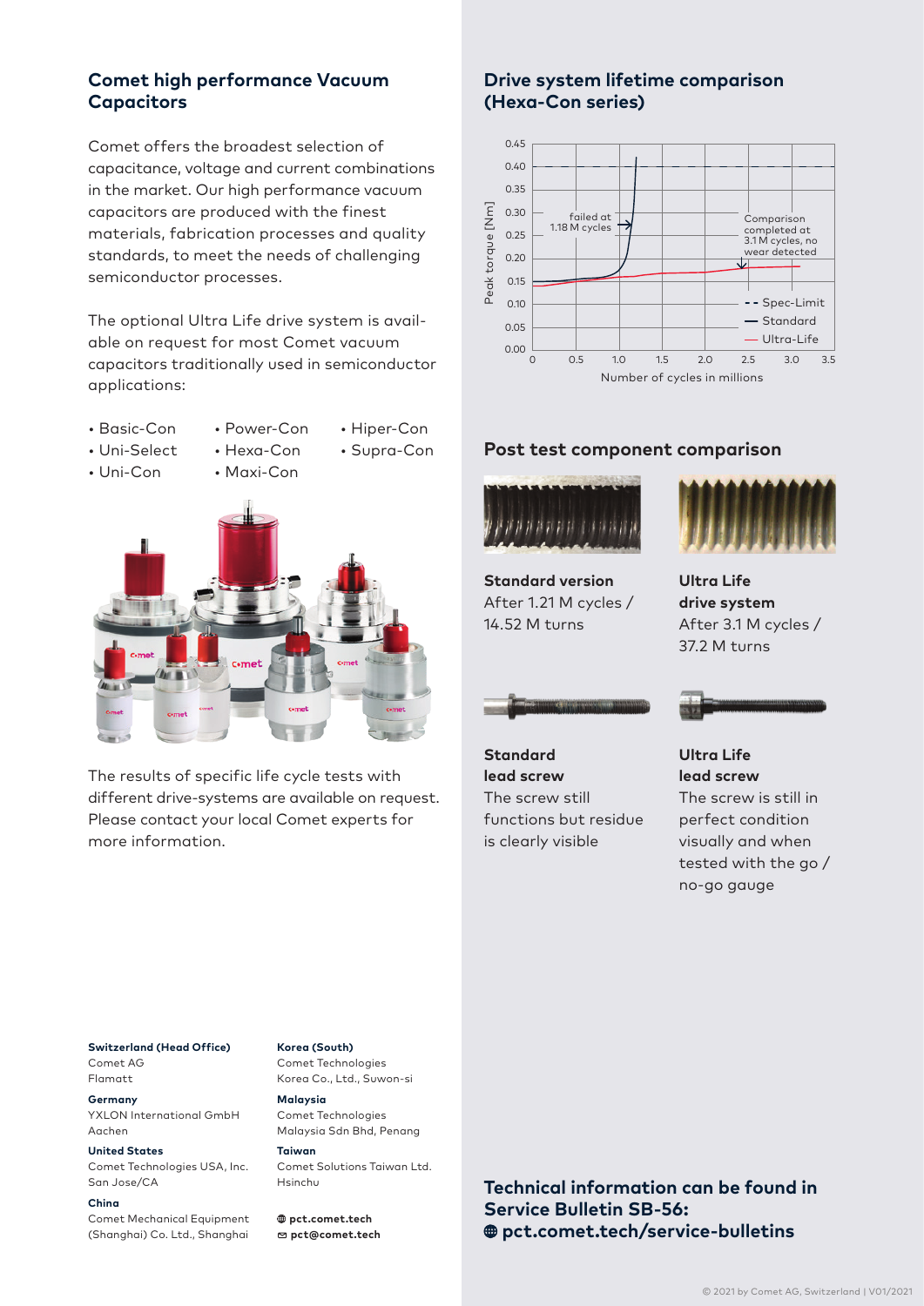## Comet high performance Vacuum Capacitors

Comet offers the broadest selection of capacitance, voltage and current combinations in the market. Our high performance vacuum capacitors are produced with the finest materials, fabrication processes and quality standards, to meet the needs of challenging semiconductor processes.

The optional Ultra Life drive system is available on request for most Comet vacuum capacitors traditionally used in semiconductor applications:

- Basic-Con
- Uni-Select
- Uni-Con
- Power-Con
- Hexa-Con
- Maxi-Con
- Hiper-Con
- Supra-Con

The results of specific life cycle tests with different drive-systems are available on request. Please contact your local Comet experts for more information.

## Drive system lifetime comparison (Hexa-Con series)

Peak torque [Nm]
0.45
0.40
0.35
0.30
0.25
0.20
0.15
0.10
0.05
0.00

Number of cycles in millions
0
0.5
1.0
1.5
2.0
2.5
3.0
3.5

failed at 1.18 M cycles

Comparison completed at 3.1 M cycles, no wear detected

- - Spec-Limit
— Standard
— Ultra-Life

## Post test component comparison

**Standard version**
After 1.21 M cycles / 14.52 M turns

**Ultra Life drive system**
After 3.1 M cycles / 37.2 M turns

**Standard lead screw**
The screw still functions but residue is clearly visible

**Ultra Life lead screw**
The screw is still in perfect condition visually and when tested with the go / no-go gauge

**Switzerland (Head Office)**
Comet AG
Flamatt

**Germany**
YXLON International GmbH
Aachen

**United States**
Comet Technologies USA, Inc.
San Jose/CA

**China**
Comet Mechanical Equipment (Shanghai) Co. Ltd., Shanghai

**Korea (South)**
Comet Technologies Korea Co., Ltd., Suwon-si

**Malaysia**
Comet Technologies Malaysia Sdn Bhd, Penang

**Taiwan**
Comet Solutions Taiwan Ltd.
Hsinchu

**pct.comet.tech**
**pct@comet.tech**

## Technical information can be found in Service Bulletin SB-56: pct.comet.tech/service-bulletins

© 2021 by Comet AG, Switzerland | V01/2021